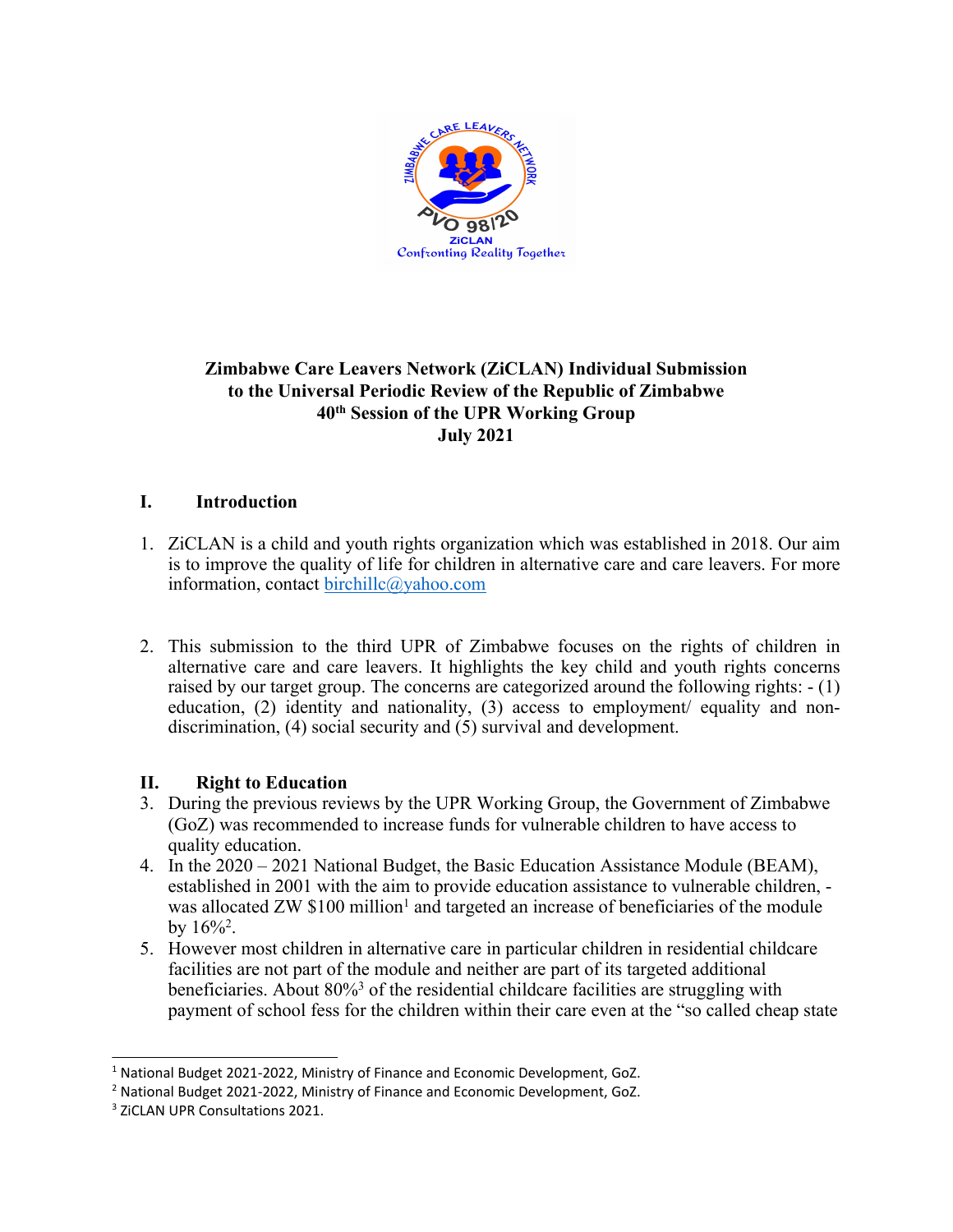**Zimbabwe Care Leavers Network (ZiCLAN) Individual Submission to the Universal Periodic Review of the Republic of Zimbabwe 40th Session of the UPR Working Group July 2021**

## I. Introduction

1. ZiCLAN is a child and youth rights organization which was established in 2018. Our aim is to improve the quality of life for children in alternative care and care leavers. For more information, contact birchillc@yahoo.com

2. This submission to the third UPR of Zimbabwe focuses on the rights of children in alternative care and care leavers. It highlights the key child and youth rights concerns raised by our target group. The concerns are categorized around the following rights: - (1) education, (2) identity and nationality, (3) access to employment/ equality and non-discrimination, (4) social security and (5) survival and development.

## II. Right to Education

3. During the previous reviews by the UPR Working Group, the Government of Zimbabwe (GoZ) was recommended to increase funds for vulnerable children to have access to quality education.
4. In the 2020 – 2021 National Budget, the Basic Education Assistance Module (BEAM), established in 2001 with the aim to provide education assistance to vulnerable children, - was allocated ZW $100 million[1] and targeted an increase of beneficiaries of the module by 16%[2].
5. However most children in alternative care in particular children in residential childcare facilities are not part of the module and neither are part of its targeted additional beneficiaries. About 80%[3] of the residential childcare facilities are struggling with payment of school fess for the children within their care even at the "so called cheap state

[1] National Budget 2021-2022, Ministry of Finance and Economic Development, GoZ.

[2] National Budget 2021-2022, Ministry of Finance and Economic Development, GoZ.

[3] ZiCLAN UPR Consultations 2021.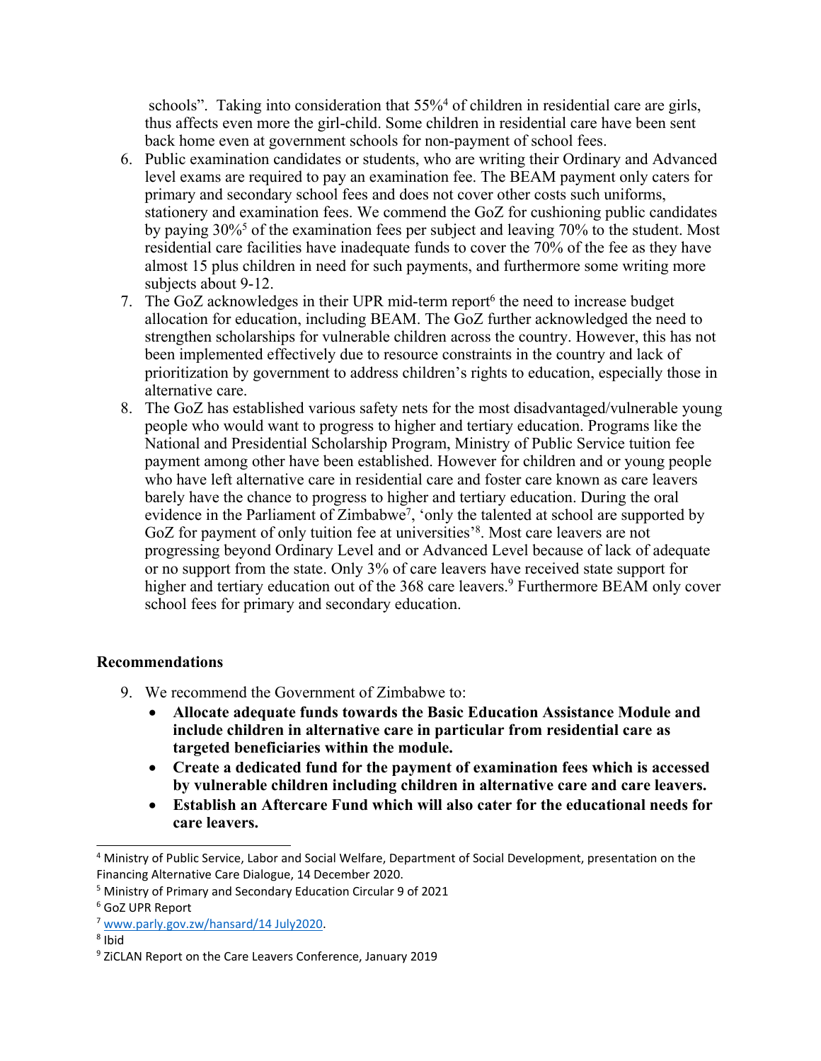schools". Taking into consideration that 55%[4] of children in residential care are girls, thus affects even more the girl-child. Some children in residential care have been sent back home even at government schools for non-payment of school fees.

6. Public examination candidates or students, who are writing their Ordinary and Advanced level exams are required to pay an examination fee. The BEAM payment only caters for primary and secondary school fees and does not cover other costs such uniforms, stationery and examination fees. We commend the GoZ for cushioning public candidates by paying 30%[5] of the examination fees per subject and leaving 70% to the student. Most residential care facilities have inadequate funds to cover the 70% of the fee as they have almost 15 plus children in need for such payments, and furthermore some writing more subjects about 9-12.
7. The GoZ acknowledges in their UPR mid-term report[6] the need to increase budget allocation for education, including BEAM. The GoZ further acknowledged the need to strengthen scholarships for vulnerable children across the country. However, this has not been implemented effectively due to resource constraints in the country and lack of prioritization by government to address children's rights to education, especially those in alternative care.
8. The GoZ has established various safety nets for the most disadvantaged/vulnerable young people who would want to progress to higher and tertiary education. Programs like the National and Presidential Scholarship Program, Ministry of Public Service tuition fee payment among other have been established. However for children and or young people who have left alternative care in residential care and foster care known as care leavers barely have the chance to progress to higher and tertiary education. During the oral evidence in the Parliament of Zimbabwe[7], 'only the talented at school are supported by GoZ for payment of only tuition fee at universities'[8]. Most care leavers are not progressing beyond Ordinary Level and or Advanced Level because of lack of adequate or no support from the state. Only 3% of care leavers have received state support for higher and tertiary education out of the 368 care leavers.[9] Furthermore BEAM only cover school fees for primary and secondary education.

**Recommendations**

9. We recommend the Government of Zimbabwe to:
   - **Allocate adequate funds towards the Basic Education Assistance Module and include children in alternative care in particular from residential care as targeted beneficiaries within the module.**
   - **Create a dedicated fund for the payment of examination fees which is accessed by vulnerable children including children in alternative care and care leavers.**
   - **Establish an Aftercare Fund which will also cater for the educational needs for care leavers.**

---

[4] Ministry of Public Service, Labor and Social Welfare, Department of Social Development, presentation on the Financing Alternative Care Dialogue, 14 December 2020.

[5] Ministry of Primary and Secondary Education Circular 9 of 2021

[6] GoZ UPR Report

[7] www.parly.gov.zw/hansard/14 July2020.

[8] Ibid

[9] ZiCLAN Report on the Care Leavers Conference, January 2019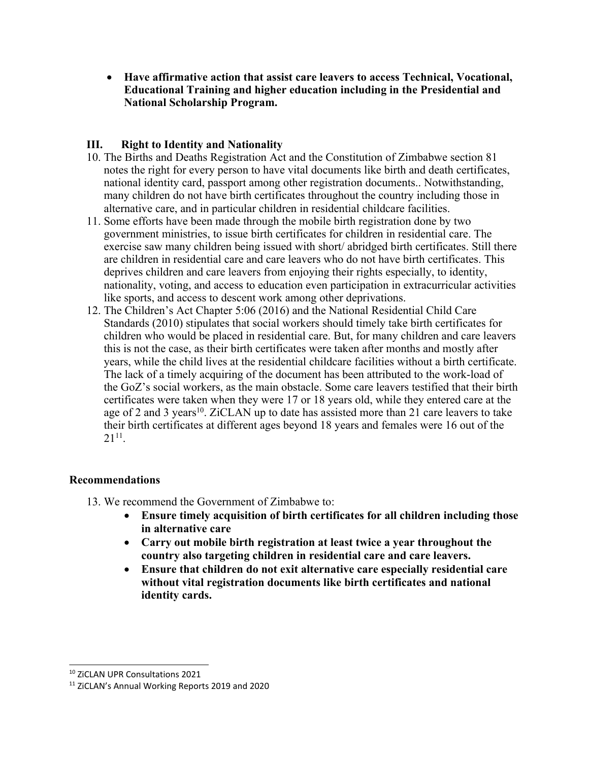- **Have affirmative action that assist care leavers to access Technical, Vocational, Educational Training and higher education including in the Presidential and National Scholarship Program.**

## III. Right to Identity and Nationality

10. The Births and Deaths Registration Act and the Constitution of Zimbabwe section 81 notes the right for every person to have vital documents like birth and death certificates, national identity card, passport among other registration documents.. Notwithstanding, many children do not have birth certificates throughout the country including those in alternative care, and in particular children in residential childcare facilities.
11. Some efforts have been made through the mobile birth registration done by two government ministries, to issue birth certificates for children in residential care. The exercise saw many children being issued with short/ abridged birth certificates. Still there are children in residential care and care leavers who do not have birth certificates. This deprives children and care leavers from enjoying their rights especially, to identity, nationality, voting, and access to education even participation in extracurricular activities like sports, and access to descent work among other deprivations.
12. The Children's Act Chapter 5:06 (2016) and the National Residential Child Care Standards (2010) stipulates that social workers should timely take birth certificates for children who would be placed in residential care. But, for many children and care leavers this is not the case, as their birth certificates were taken after months and mostly after years, while the child lives at the residential childcare facilities without a birth certificate. The lack of a timely acquiring of the document has been attributed to the work-load of the GoZ's social workers, as the main obstacle. Some care leavers testified that their birth certificates were taken when they were 17 or 18 years old, while they entered care at the age of 2 and 3 years[10]. ZiCLAN up to date has assisted more than 21 care leavers to take their birth certificates at different ages beyond 18 years and females were 16 out of the 21[11].

### Recommendations

13. We recommend the Government of Zimbabwe to:
    - **Ensure timely acquisition of birth certificates for all children including those in alternative care**
    - **Carry out mobile birth registration at least twice a year throughout the country also targeting children in residential care and care leavers.**
    - **Ensure that children do not exit alternative care especially residential care without vital registration documents like birth certificates and national identity cards.**

[10] ZiCLAN UPR Consultations 2021

[11] ZiCLAN's Annual Working Reports 2019 and 2020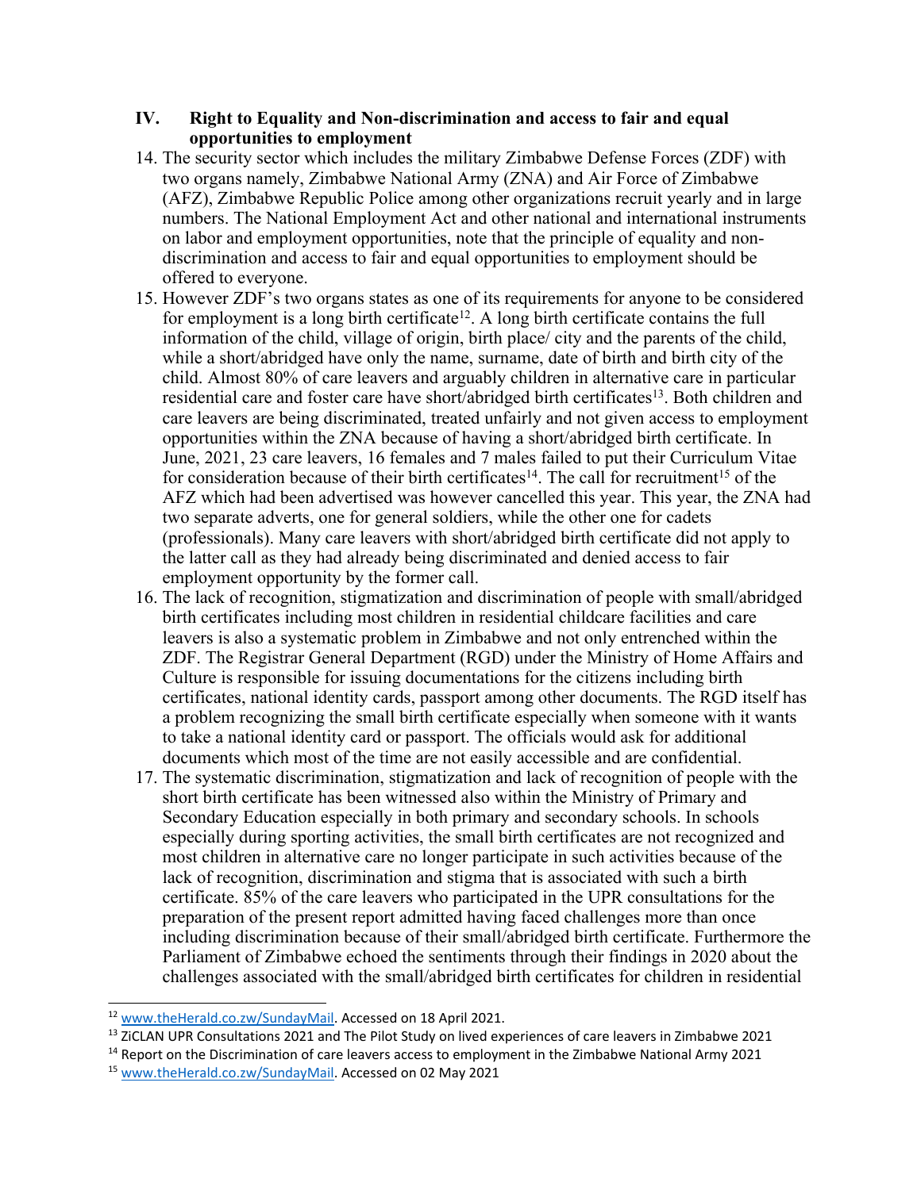## IV. Right to Equality and Non-discrimination and access to fair and equal opportunities to employment

14. The security sector which includes the military Zimbabwe Defense Forces (ZDF) with two organs namely, Zimbabwe National Army (ZNA) and Air Force of Zimbabwe (AFZ), Zimbabwe Republic Police among other organizations recruit yearly and in large numbers. The National Employment Act and other national and international instruments on labor and employment opportunities, note that the principle of equality and non-discrimination and access to fair and equal opportunities to employment should be offered to everyone.
15. However ZDF's two organs states as one of its requirements for anyone to be considered for employment is a long birth certificate[12]. A long birth certificate contains the full information of the child, village of origin, birth place/ city and the parents of the child, while a short/abridged have only the name, surname, date of birth and birth city of the child. Almost 80% of care leavers and arguably children in alternative care in particular residential care and foster care have short/abridged birth certificates[13]. Both children and care leavers are being discriminated, treated unfairly and not given access to employment opportunities within the ZNA because of having a short/abridged birth certificate. In June, 2021, 23 care leavers, 16 females and 7 males failed to put their Curriculum Vitae for consideration because of their birth certificates[14]. The call for recruitment[15] of the AFZ which had been advertised was however cancelled this year. This year, the ZNA had two separate adverts, one for general soldiers, while the other one for cadets (professionals). Many care leavers with short/abridged birth certificate did not apply to the latter call as they had already being discriminated and denied access to fair employment opportunity by the former call.
16. The lack of recognition, stigmatization and discrimination of people with small/abridged birth certificates including most children in residential childcare facilities and care leavers is also a systematic problem in Zimbabwe and not only entrenched within the ZDF. The Registrar General Department (RGD) under the Ministry of Home Affairs and Culture is responsible for issuing documentations for the citizens including birth certificates, national identity cards, passport among other documents. The RGD itself has a problem recognizing the small birth certificate especially when someone with it wants to take a national identity card or passport. The officials would ask for additional documents which most of the time are not easily accessible and are confidential.
17. The systematic discrimination, stigmatization and lack of recognition of people with the short birth certificate has been witnessed also within the Ministry of Primary and Secondary Education especially in both primary and secondary schools. In schools especially during sporting activities, the small birth certificates are not recognized and most children in alternative care no longer participate in such activities because of the lack of recognition, discrimination and stigma that is associated with such a birth certificate. 85% of the care leavers who participated in the UPR consultations for the preparation of the present report admitted having faced challenges more than once including discrimination because of their small/abridged birth certificate. Furthermore the Parliament of Zimbabwe echoed the sentiments through their findings in 2020 about the challenges associated with the small/abridged birth certificates for children in residential

---

[12] www.theHerald.co.zw/SundayMail. Accessed on 18 April 2021.

[13] ZiCLAN UPR Consultations 2021 and The Pilot Study on lived experiences of care leavers in Zimbabwe 2021

[14] Report on the Discrimination of care leavers access to employment in the Zimbabwe National Army 2021

[15] www.theHerald.co.zw/SundayMail. Accessed on 02 May 2021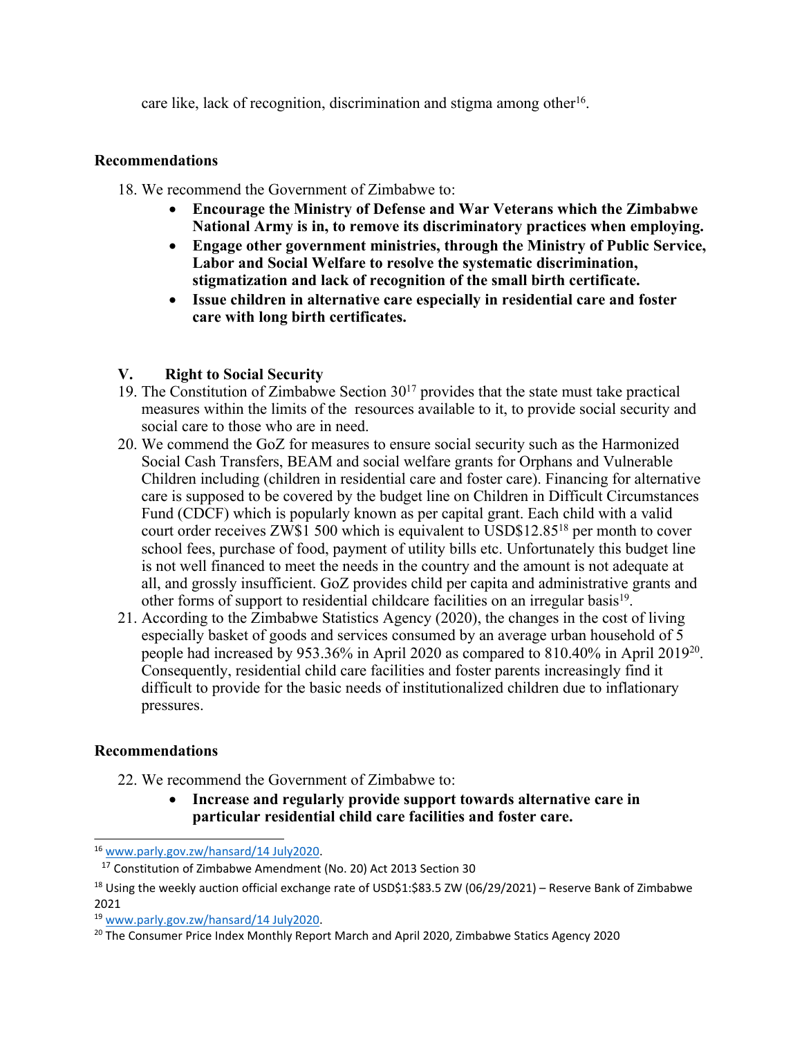care like, lack of recognition, discrimination and stigma among other[16].

**Recommendations**

18. We recommend the Government of Zimbabwe to:
    - **Encourage the Ministry of Defense and War Veterans which the Zimbabwe National Army is in, to remove its discriminatory practices when employing.**
    - **Engage other government ministries, through the Ministry of Public Service, Labor and Social Welfare to resolve the systematic discrimination, stigmatization and lack of recognition of the small birth certificate.**
    - **Issue children in alternative care especially in residential care and foster care with long birth certificates.**

## V. Right to Social Security

19. The Constitution of Zimbabwe Section 30[17] provides that the state must take practical measures within the limits of the resources available to it, to provide social security and social care to those who are in need.
20. We commend the GoZ for measures to ensure social security such as the Harmonized Social Cash Transfers, BEAM and social welfare grants for Orphans and Vulnerable Children including (children in residential care and foster care). Financing for alternative care is supposed to be covered by the budget line on Children in Difficult Circumstances Fund (CDCF) which is popularly known as per capital grant. Each child with a valid court order receives ZW$1 500 which is equivalent to USD$12.85[18] per month to cover school fees, purchase of food, payment of utility bills etc. Unfortunately this budget line is not well financed to meet the needs in the country and the amount is not adequate at all, and grossly insufficient. GoZ provides child per capita and administrative grants and other forms of support to residential childcare facilities on an irregular basis[19].
21. According to the Zimbabwe Statistics Agency (2020), the changes in the cost of living especially basket of goods and services consumed by an average urban household of 5 people had increased by 953.36% in April 2020 as compared to 810.40% in April 2019[20]. Consequently, residential child care facilities and foster parents increasingly find it difficult to provide for the basic needs of institutionalized children due to inflationary pressures.

**Recommendations**

22. We recommend the Government of Zimbabwe to:
    - **Increase and regularly provide support towards alternative care in particular residential child care facilities and foster care.**

---

[16] www.parly.gov.zw/hansard/14 July2020.

[17] Constitution of Zimbabwe Amendment (No. 20) Act 2013 Section 30

[18] Using the weekly auction official exchange rate of USD$1:$83.5 ZW (06/29/2021) – Reserve Bank of Zimbabwe 2021

[19] www.parly.gov.zw/hansard/14 July2020.

[20] The Consumer Price Index Monthly Report March and April 2020, Zimbabwe Statics Agency 2020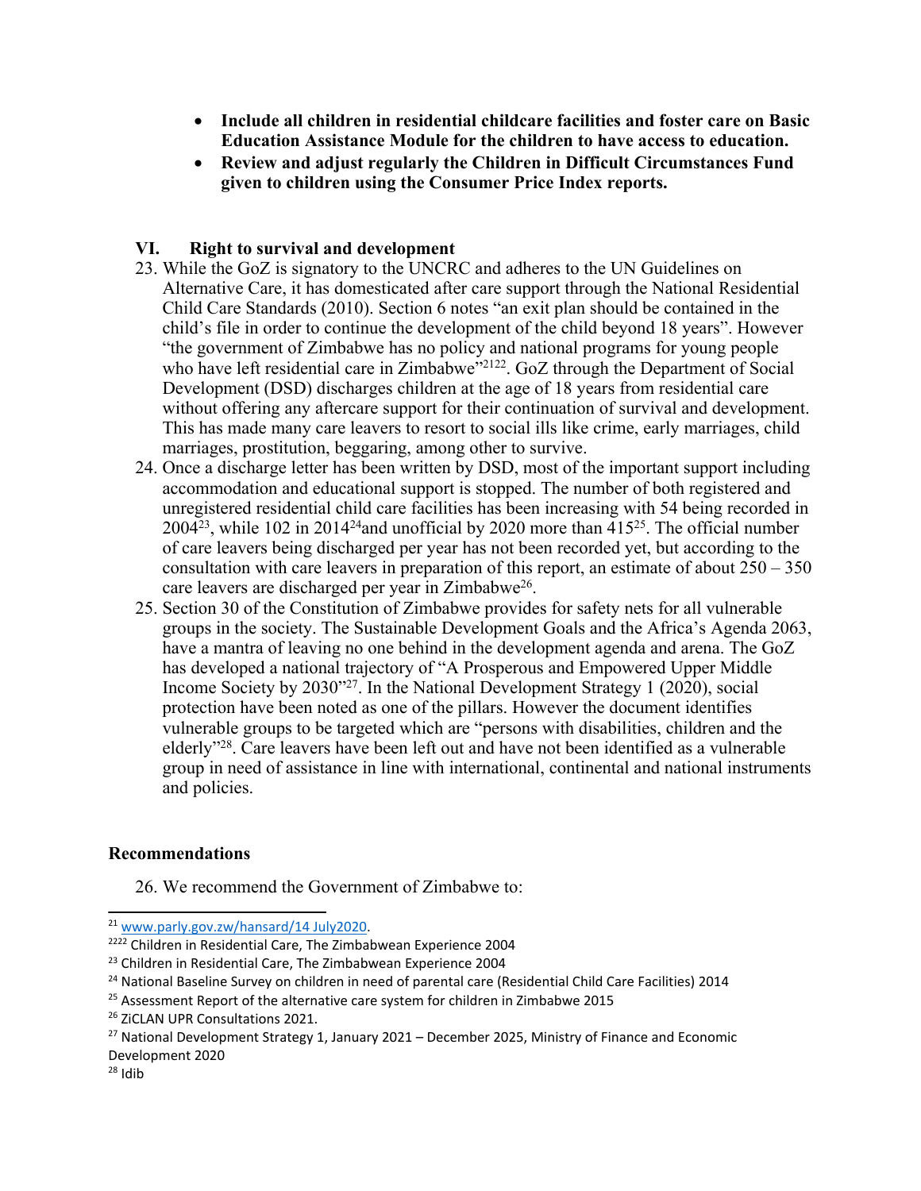- **Include all children in residential childcare facilities and foster care on Basic Education Assistance Module for the children to have access to education.**
- **Review and adjust regularly the Children in Difficult Circumstances Fund given to children using the Consumer Price Index reports.**

## VI. Right to survival and development

23. While the GoZ is signatory to the UNCRC and adheres to the UN Guidelines on Alternative Care, it has domesticated after care support through the National Residential Child Care Standards (2010). Section 6 notes "an exit plan should be contained in the child's file in order to continue the development of the child beyond 18 years". However "the government of Zimbabwe has no policy and national programs for young people who have left residential care in Zimbabwe"[21][22]. GoZ through the Department of Social Development (DSD) discharges children at the age of 18 years from residential care without offering any aftercare support for their continuation of survival and development. This has made many care leavers to resort to social ills like crime, early marriages, child marriages, prostitution, beggaring, among other to survive.
24. Once a discharge letter has been written by DSD, most of the important support including accommodation and educational support is stopped. The number of both registered and unregistered residential child care facilities has been increasing with 54 being recorded in 2004[23], while 102 in 2014[24]and unofficial by 2020 more than 415[25]. The official number of care leavers being discharged per year has not been recorded yet, but according to the consultation with care leavers in preparation of this report, an estimate of about 250 – 350 care leavers are discharged per year in Zimbabwe[26].
25. Section 30 of the Constitution of Zimbabwe provides for safety nets for all vulnerable groups in the society. The Sustainable Development Goals and the Africa's Agenda 2063, have a mantra of leaving no one behind in the development agenda and arena. The GoZ has developed a national trajectory of "A Prosperous and Empowered Upper Middle Income Society by 2030"[27]. In the National Development Strategy 1 (2020), social protection have been noted as one of the pillars. However the document identifies vulnerable groups to be targeted which are "persons with disabilities, children and the elderly"[28]. Care leavers have been left out and have not been identified as a vulnerable group in need of assistance in line with international, continental and national instruments and policies.

## Recommendations

26. We recommend the Government of Zimbabwe to:

---

[21] www.parly.gov.zw/hansard/14 July2020.

[22] Children in Residential Care, The Zimbabwean Experience 2004

[23] Children in Residential Care, The Zimbabwean Experience 2004

[24] National Baseline Survey on children in need of parental care (Residential Child Care Facilities) 2014

[25] Assessment Report of the alternative care system for children in Zimbabwe 2015

[26] ZiCLAN UPR Consultations 2021.

[27] National Development Strategy 1, January 2021 – December 2025, Ministry of Finance and Economic Development 2020

[28] Idib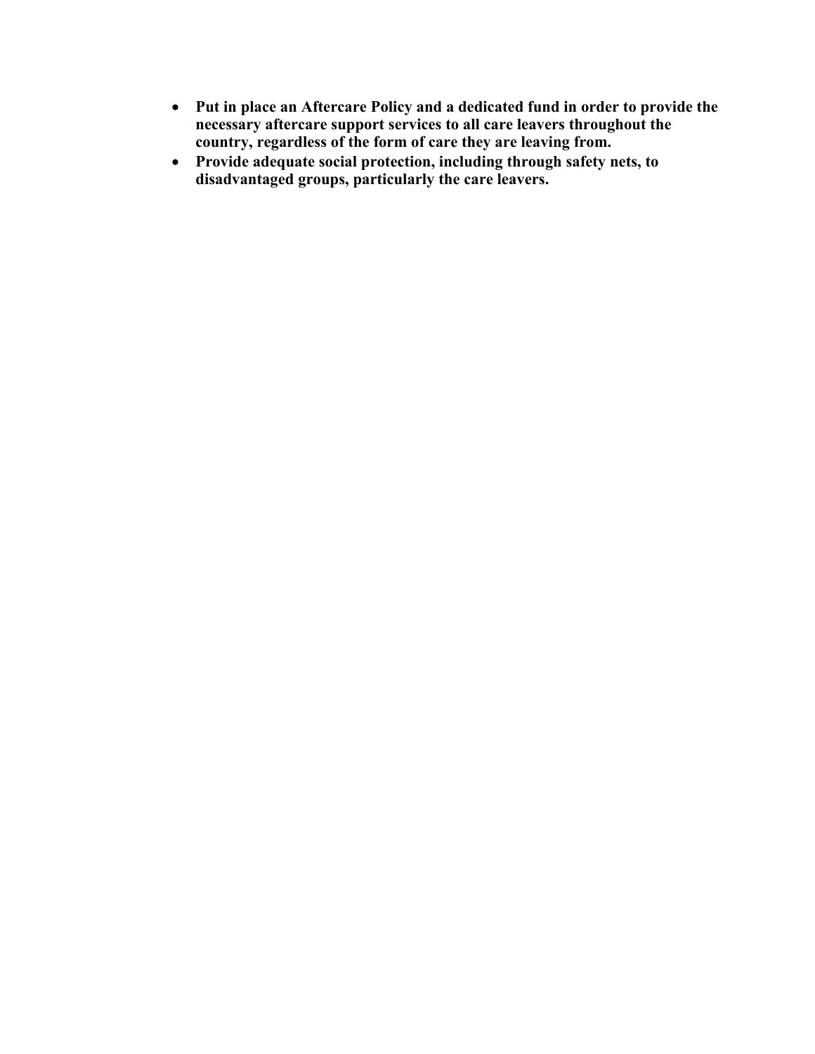- **Put in place an Aftercare Policy and a dedicated fund in order to provide the necessary aftercare support services to all care leavers throughout the country, regardless of the form of care they are leaving from.**
- **Provide adequate social protection, including through safety nets, to disadvantaged groups, particularly the care leavers.**